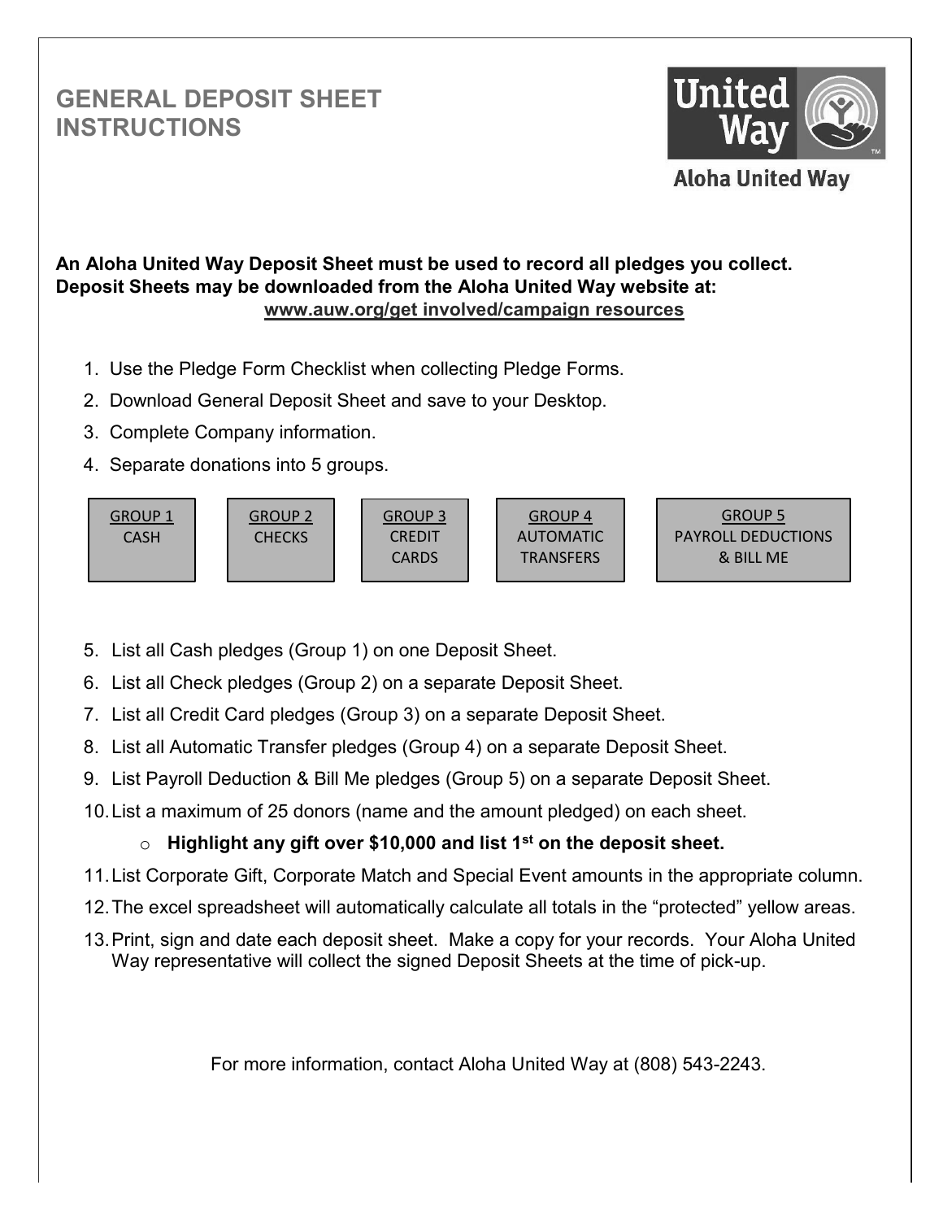# GENERAL DEPOSIT SHEET INSTRUCTIONS

Aloha United Way

**An Aloha United Way Deposit Sheet must be used to record all pledges you collect. Deposit Sheets may be downloaded from the Aloha United Way website at:**
**www.auw.org/get involved/campaign resources**

1. Use the Pledge Form Checklist when collecting Pledge Forms.
2. Download General Deposit Sheet and save to your Desktop.
3. Complete Company information.
4. Separate donations into 5 groups.

| GROUP 1 | GROUP 2 | GROUP 3 | GROUP 4 | GROUP 5 |
|---|---|---|---|---|
| CASH | CHECKS | CREDIT CARDS | AUTOMATIC TRANSFERS | PAYROLL DEDUCTIONS & BILL ME |

5. List all Cash pledges (Group 1) on one Deposit Sheet.
6. List all Check pledges (Group 2) on a separate Deposit Sheet.
7. List all Credit Card pledges (Group 3) on a separate Deposit Sheet.
8. List all Automatic Transfer pledges (Group 4) on a separate Deposit Sheet.
9. List Payroll Deduction & Bill Me pledges (Group 5) on a separate Deposit Sheet.
10. List a maximum of 25 donors (name and the amount pledged) on each sheet.
    - **Highlight any gift over $10,000 and list 1st on the deposit sheet.**
11. List Corporate Gift, Corporate Match and Special Event amounts in the appropriate column.
12. The excel spreadsheet will automatically calculate all totals in the "protected" yellow areas.
13. Print, sign and date each deposit sheet. Make a copy for your records. Your Aloha United Way representative will collect the signed Deposit Sheets at the time of pick-up.

For more information, contact Aloha United Way at (808) 543-2243.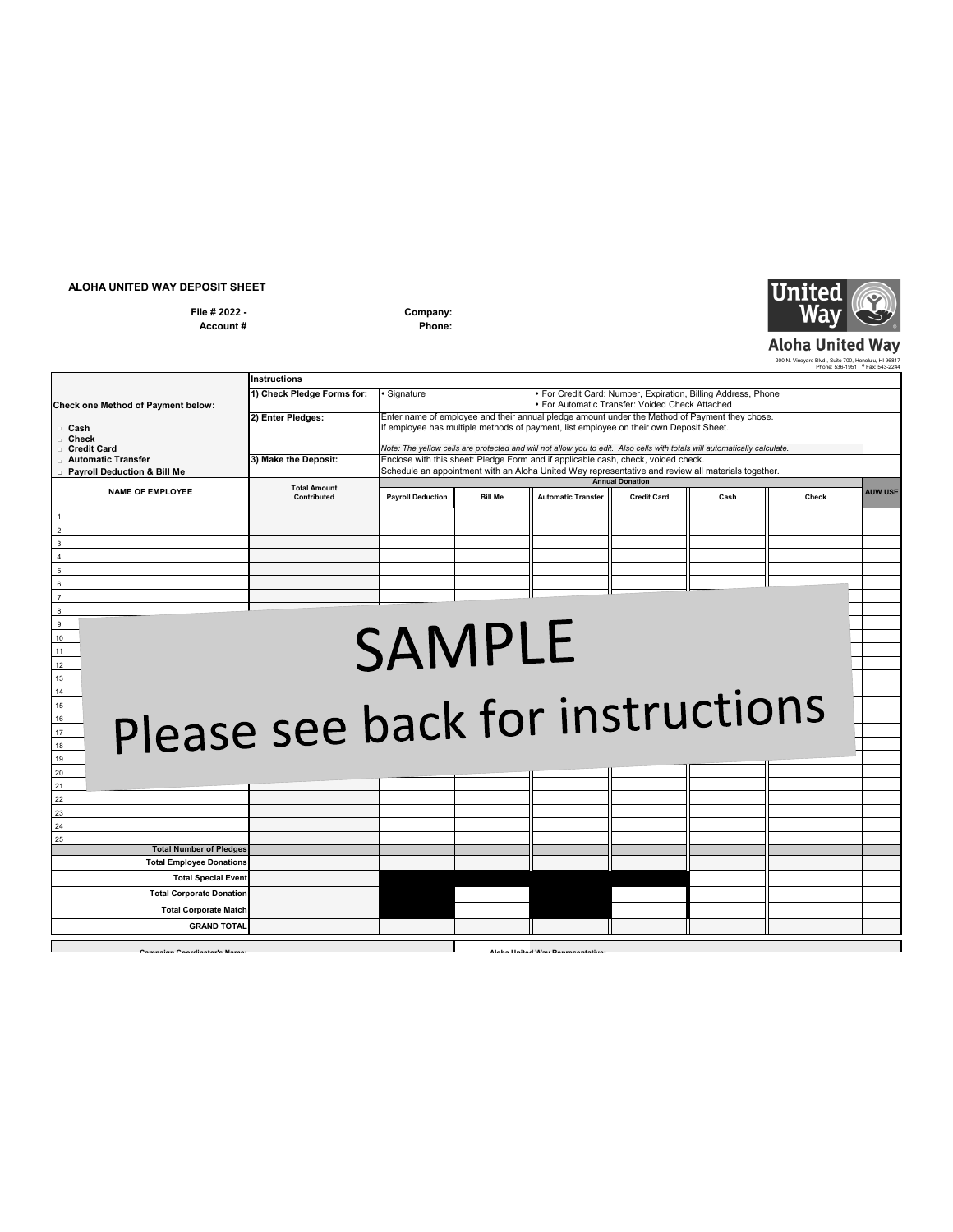**ALOHA UNITED WAY DEPOSIT SHEET**

File # 2022 - ____________________ Company: ____________________________________

Account # ____________________ Phone: ____________________________________

Aloha United Way

200 N. Vineyard Blvd., Suite 700, Honolulu, HI 96817
Phone: 536-1951 Fax: 543-2244

| Check one Method of Payment below: | Instructions | |
|---|---|---|
| ☐ Cash<br>☐ Check<br>☐ Credit Card<br>☐ Automatic Transfer<br>☐ Payroll Deduction & Bill Me | 1) Check Pledge Forms for: | • Signature • For Credit Card: Number, Expiration, Billing Address, Phone<br>• For Automatic Transfer: Voided Check Attached |
| | 2) Enter Pledges: | Enter name of employee and their annual pledge amount under the Method of Payment they chose. If employee has multiple methods of payment, list employee on their own Deposit Sheet.<br>*Note: The yellow cells are protected and will not allow you to edit. Also cells with totals will automatically calculate.* |
| | 3) Make the Deposit: | Enclose with this sheet: Pledge Form and if applicable cash, check, voided check. Schedule an appointment with an Aloha United Way representative and review all materials together. |

| NAME OF EMPLOYEE | Total Amount Contributed | Annual Donation | | | | | | AUW USE |
|---|---|---|---|---|---|---|---|---|
| | | Payroll Deduction | Bill Me | Automatic Transfer | Credit Card | Cash | Check | |
| 1 | | | | | | | | |
| 2 | | | | | | | | |
| 3 | | | | | | | | |
| 4 | | | | | | | | |
| 5 | | | | | | | | |
| 6 | | | | | | | | |
| 7 | | | | | | | | |
| 8 | | | | | | | | |
| 9 | | | | | | | | |
| 10 | | | | | | | | |
| 11 | | | | | | | | |
| 12 | | | | | | | | |
| 13 | | | | | | | | |
| 14 | | | | | | | | |
| 15 | | | | | | | | |
| 16 | | | | | | | | |
| 17 | | | | | | | | |
| 18 | | | | | | | | |
| 19 | | | | | | | | |
| 20 | | | | | | | | |
| 21 | | | | | | | | |
| 22 | | | | | | | | |
| 23 | | | | | | | | |
| 24 | | | | | | | | |
| 25 | | | | | | | | |
| Total Number of Pledges | | | | | | | | |
| Total Employee Donations | | | | | | | | |
| Total Special Event | | | | | | | | |
| Total Corporate Donation | | | | | | | | |
| Total Corporate Match | | | | | | | | |
| GRAND TOTAL | | | | | | | | |

SAMPLE

Please see back for instructions

Campaign Coordinator's Name:

Aloha United Way Representative: